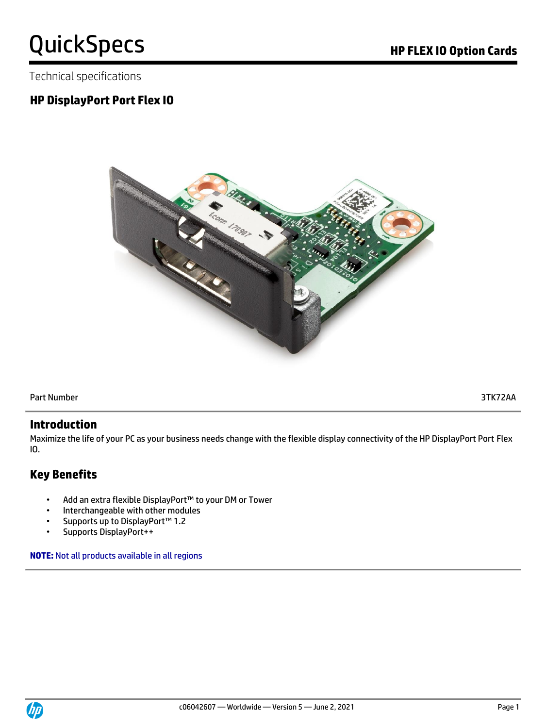# QuickSpecs

## HP FLEX IO Option Cards

Technical specifications

### HP DisplayPort Port Flex IO

| Part Number | 3TK72AA |
|---|---|

### Introduction

Maximize the life of your PC as your business needs change with the flexible display connectivity of the HP DisplayPort Port Flex IO.

### Key Benefits

- Add an extra flexible DisplayPort™ to your DM or Tower
- Interchangeable with other modules
- Supports up to DisplayPort™ 1.2
- Supports DisplayPort++

**NOTE:** Not all products available in all regions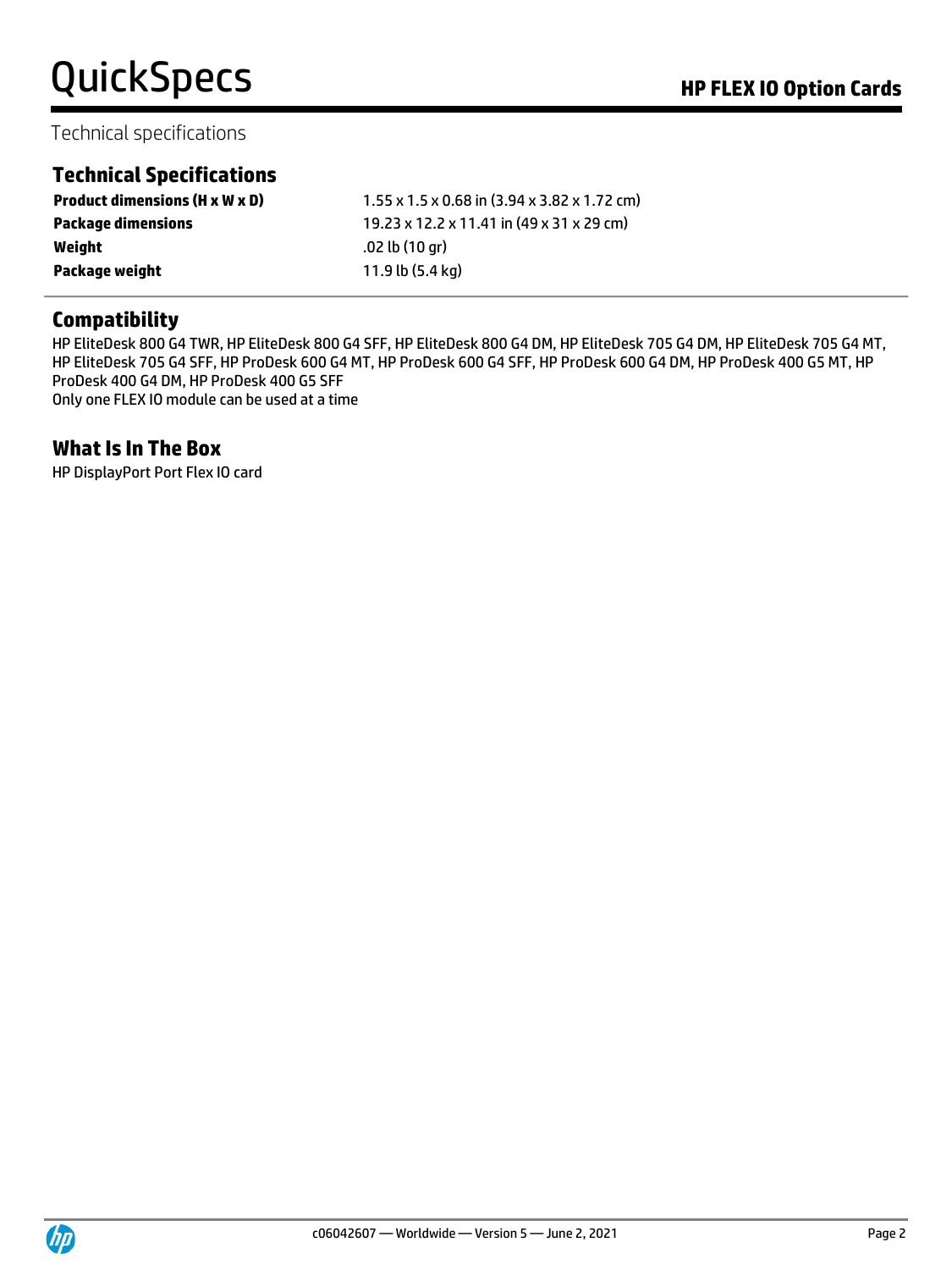Technical specifications

## Technical Specifications

| | |
|---|---|
| **Product dimensions (H x W x D)** | 1.55 x 1.5 x 0.68 in (3.94 x 3.82 x 1.72 cm) |
| **Package dimensions** | 19.23 x 12.2 x 11.41 in (49 x 31 x 29 cm) |
| **Weight** | .02 lb (10 gr) |
| **Package weight** | 11.9 lb (5.4 kg) |

## Compatibility

HP EliteDesk 800 G4 TWR, HP EliteDesk 800 G4 SFF, HP EliteDesk 800 G4 DM, HP EliteDesk 705 G4 DM, HP EliteDesk 705 G4 MT, HP EliteDesk 705 G4 SFF, HP ProDesk 600 G4 MT, HP ProDesk 600 G4 SFF, HP ProDesk 600 G4 DM, HP ProDesk 400 G5 MT, HP ProDesk 400 G4 DM, HP ProDesk 400 G5 SFF
Only one FLEX IO module can be used at a time

## What Is In The Box

HP DisplayPort Port Flex IO card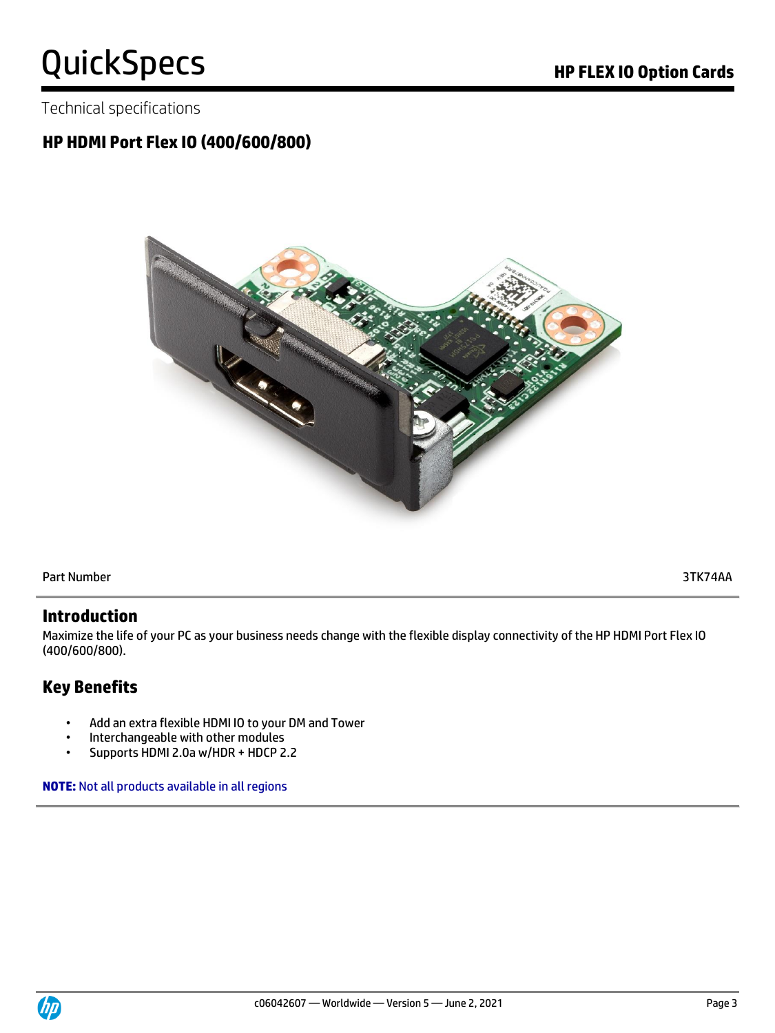Technical specifications

## HP HDMI Port Flex IO (400/600/800)

| Part Number | 3TK74AA |
| --- | --- |

## Introduction

Maximize the life of your PC as your business needs change with the flexible display connectivity of the HP HDMI Port Flex IO (400/600/800).

## Key Benefits

- Add an extra flexible HDMI IO to your DM and Tower
- Interchangeable with other modules
- Supports HDMI 2.0a w/HDR + HDCP 2.2

**NOTE:** Not all products available in all regions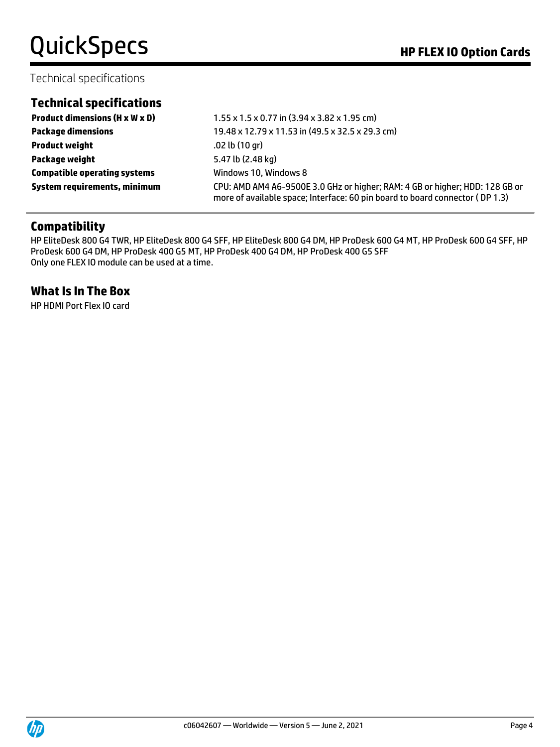Technical specifications

## Technical specifications

| | |
|---|---|
| **Product dimensions (H x W x D)** | 1.55 x 1.5 x 0.77 in (3.94 x 3.82 x 1.95 cm) |
| **Package dimensions** | 19.48 x 12.79 x 11.53 in (49.5 x 32.5 x 29.3 cm) |
| **Product weight** | .02 lb (10 gr) |
| **Package weight** | 5.47 lb (2.48 kg) |
| **Compatible operating systems** | Windows 10, Windows 8 |
| **System requirements, minimum** | CPU: AMD AM4 A6-9500E 3.0 GHz or higher; RAM: 4 GB or higher; HDD: 128 GB or more of available space; Interface: 60 pin board to board connector ( DP 1.3) |

## Compatibility

HP EliteDesk 800 G4 TWR, HP EliteDesk 800 G4 SFF, HP EliteDesk 800 G4 DM, HP ProDesk 600 G4 MT, HP ProDesk 600 G4 SFF, HP ProDesk 600 G4 DM, HP ProDesk 400 G5 MT, HP ProDesk 400 G4 DM, HP ProDesk 400 G5 SFF
Only one FLEX IO module can be used at a time.

## What Is In The Box

HP HDMI Port Flex IO card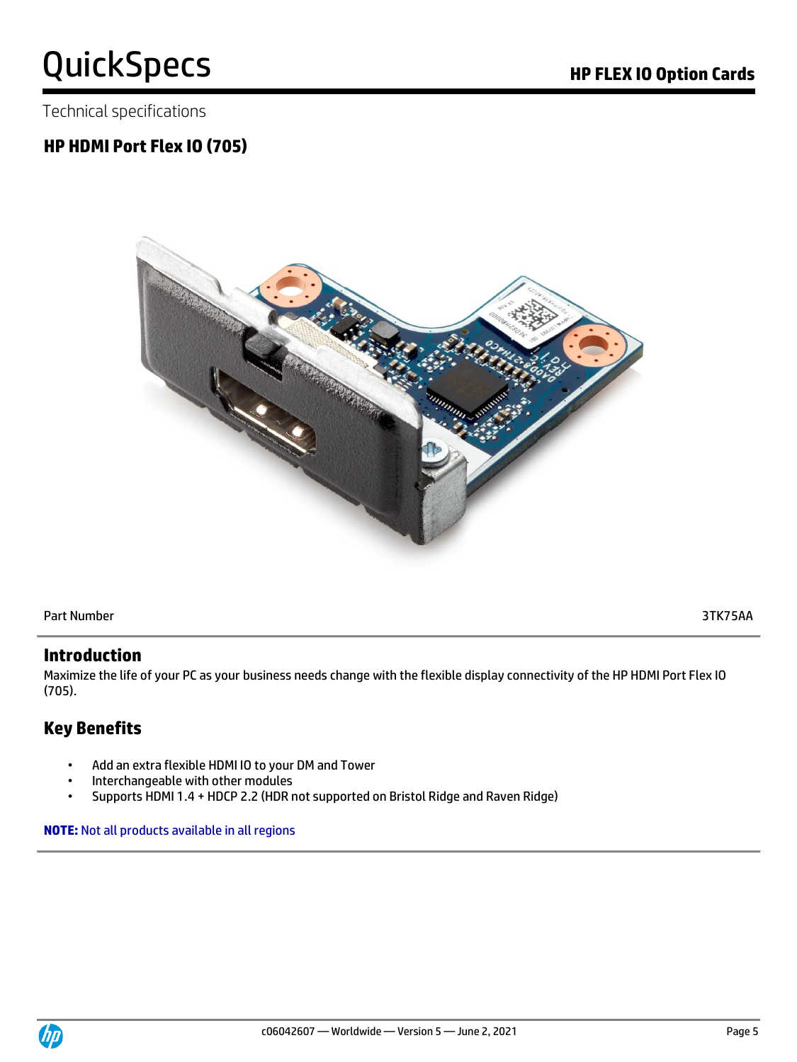Technical specifications

## HP HDMI Port Flex IO (705)

| Part Number | 3TK75AA |
| --- | --- |

## Introduction

Maximize the life of your PC as your business needs change with the flexible display connectivity of the HP HDMI Port Flex IO (705).

## Key Benefits

- Add an extra flexible HDMI IO to your DM and Tower
- Interchangeable with other modules
- Supports HDMI 1.4 + HDCP 2.2 (HDR not supported on Bristol Ridge and Raven Ridge)

**NOTE:** Not all products available in all regions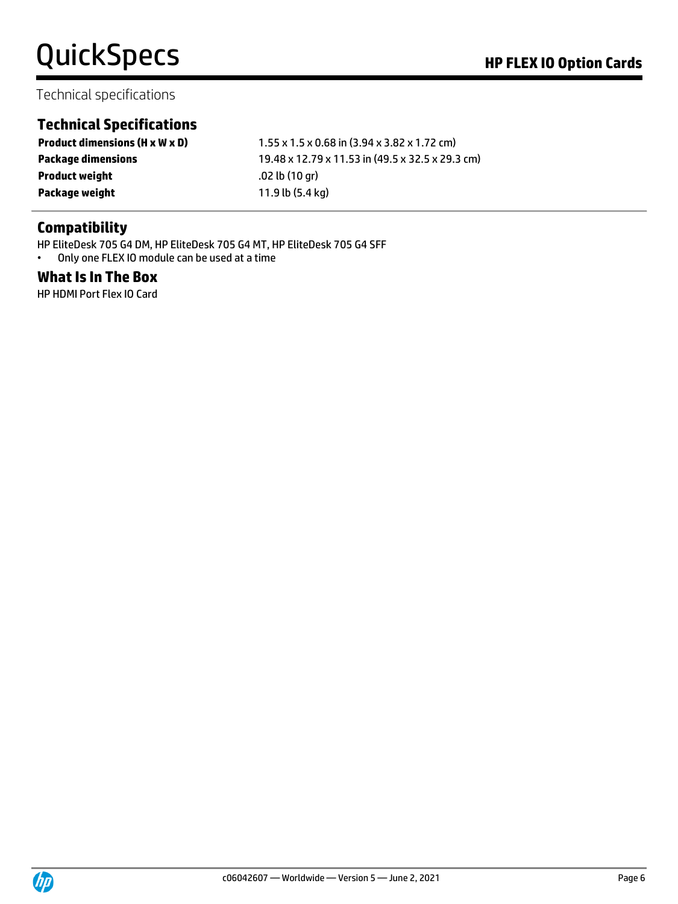Technical specifications

## Technical Specifications

| | |
|---|---|
| **Product dimensions (H x W x D)** | 1.55 x 1.5 x 0.68 in (3.94 x 3.82 x 1.72 cm) |
| **Package dimensions** | 19.48 x 12.79 x 11.53 in (49.5 x 32.5 x 29.3 cm) |
| **Product weight** | .02 lb (10 gr) |
| **Package weight** | 11.9 lb (5.4 kg) |

## Compatibility

HP EliteDesk 705 G4 DM, HP EliteDesk 705 G4 MT, HP EliteDesk 705 G4 SFF

- Only one FLEX IO module can be used at a time

## What Is In The Box

HP HDMI Port Flex IO Card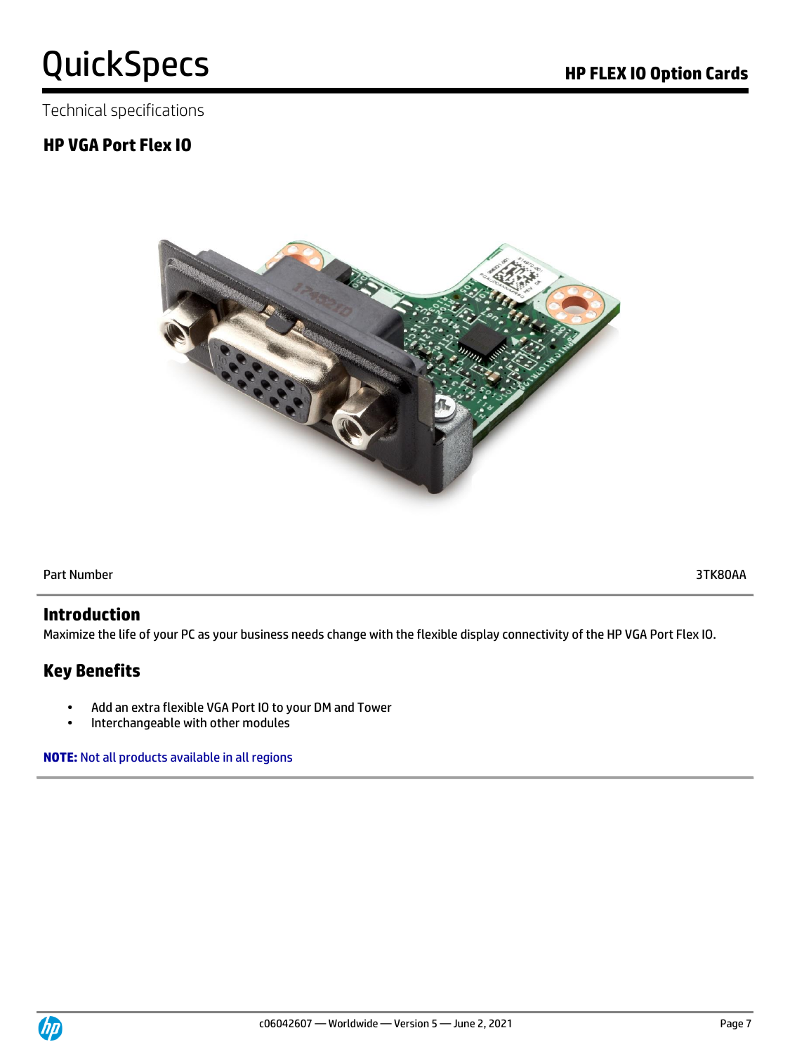Technical specifications

## HP VGA Port Flex IO

| Part Number | 3TK80AA |
|---|---|

## Introduction

Maximize the life of your PC as your business needs change with the flexible display connectivity of the HP VGA Port Flex IO.

## Key Benefits

- Add an extra flexible VGA Port IO to your DM and Tower
- Interchangeable with other modules

**NOTE:** Not all products available in all regions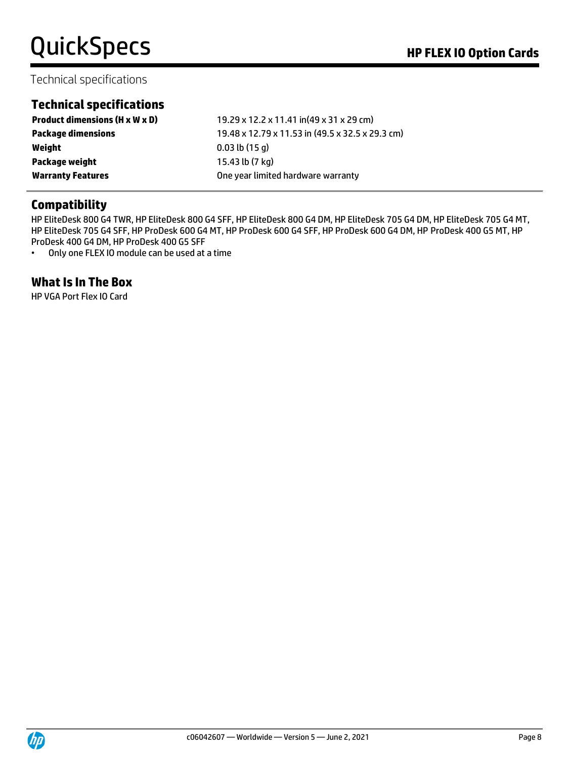Technical specifications

## Technical specifications

| | |
|---|---|
| **Product dimensions (H x W x D)** | 19.29 x 12.2 x 11.41 in(49 x 31 x 29 cm) |
| **Package dimensions** | 19.48 x 12.79 x 11.53 in (49.5 x 32.5 x 29.3 cm) |
| **Weight** | 0.03 lb (15 g) |
| **Package weight** | 15.43 lb (7 kg) |
| **Warranty Features** | One year limited hardware warranty |

## Compatibility

HP EliteDesk 800 G4 TWR, HP EliteDesk 800 G4 SFF, HP EliteDesk 800 G4 DM, HP EliteDesk 705 G4 DM, HP EliteDesk 705 G4 MT, HP EliteDesk 705 G4 SFF, HP ProDesk 600 G4 MT, HP ProDesk 600 G4 SFF, HP ProDesk 600 G4 DM, HP ProDesk 400 G5 MT, HP ProDesk 400 G4 DM, HP ProDesk 400 G5 SFF

- Only one FLEX IO module can be used at a time

## What Is In The Box

HP VGA Port Flex IO Card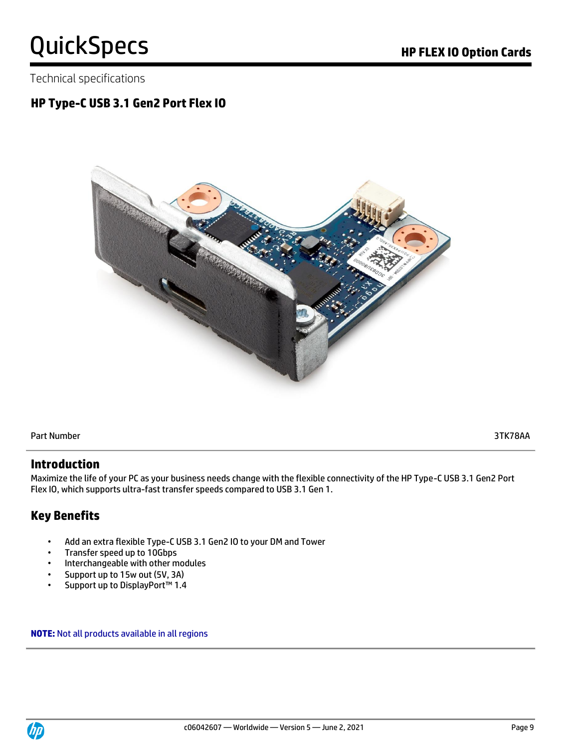Technical specifications

## HP Type-C USB 3.1 Gen2 Port Flex IO

| Part Number | 3TK78AA |
| --- | --- |

## Introduction

Maximize the life of your PC as your business needs change with the flexible connectivity of the HP Type-C USB 3.1 Gen2 Port Flex IO, which supports ultra-fast transfer speeds compared to USB 3.1 Gen 1.

## Key Benefits

- Add an extra flexible Type-C USB 3.1 Gen2 IO to your DM and Tower
- Transfer speed up to 10Gbps
- Interchangeable with other modules
- Support up to 15w out (5V, 3A)
- Support up to DisplayPort™ 1.4

**NOTE:** Not all products available in all regions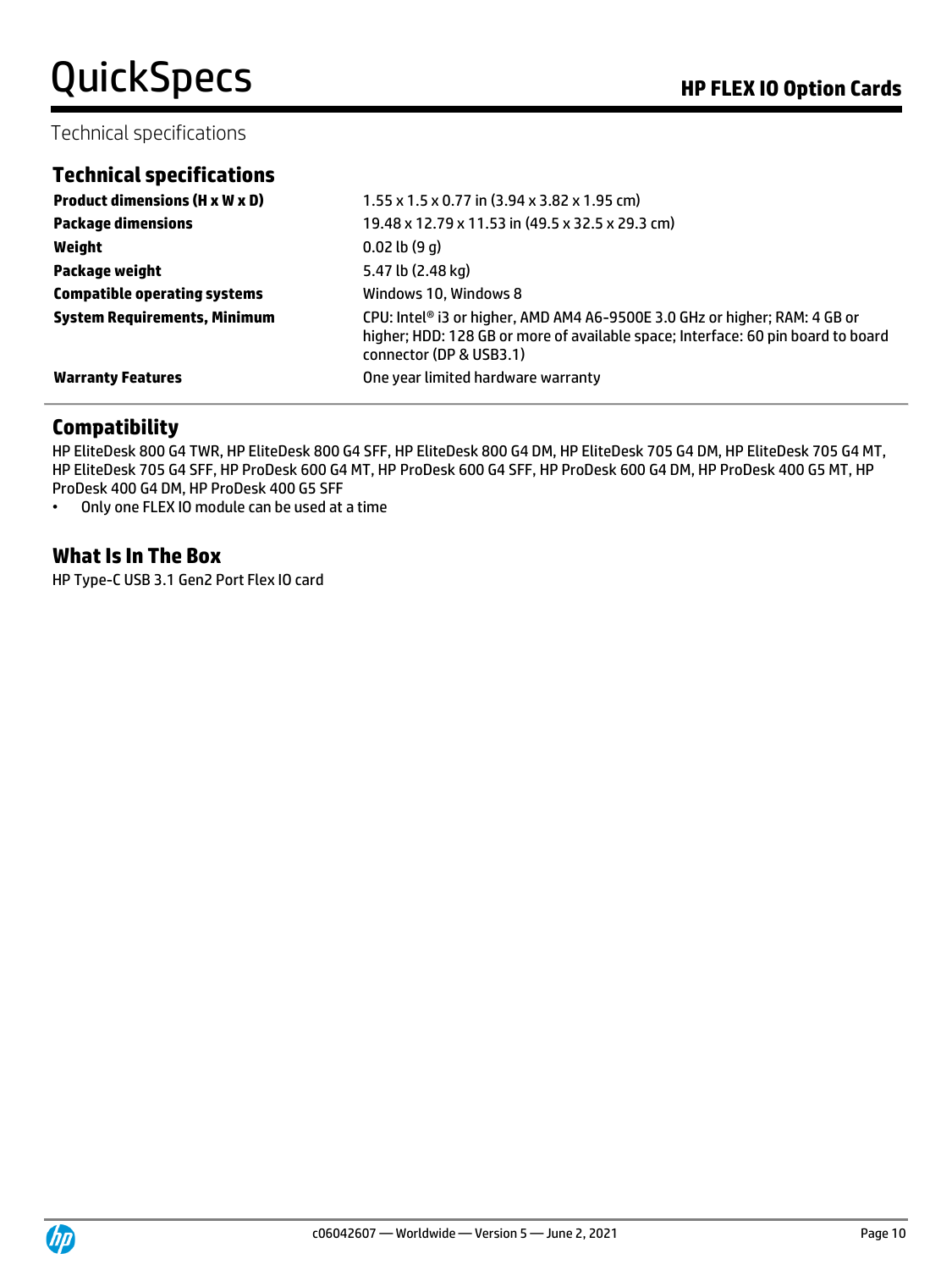Technical specifications

## Technical specifications

| | |
|---|---|
| **Product dimensions (H x W x D)** | 1.55 x 1.5 x 0.77 in (3.94 x 3.82 x 1.95 cm) |
| **Package dimensions** | 19.48 x 12.79 x 11.53 in (49.5 x 32.5 x 29.3 cm) |
| **Weight** | 0.02 lb (9 g) |
| **Package weight** | 5.47 lb (2.48 kg) |
| **Compatible operating systems** | Windows 10, Windows 8 |
| **System Requirements, Minimum** | CPU: Intel® i3 or higher, AMD AM4 A6-9500E 3.0 GHz or higher; RAM: 4 GB or higher; HDD: 128 GB or more of available space; Interface: 60 pin board to board connector (DP & USB3.1) |
| **Warranty Features** | One year limited hardware warranty |

## Compatibility

HP EliteDesk 800 G4 TWR, HP EliteDesk 800 G4 SFF, HP EliteDesk 800 G4 DM, HP EliteDesk 705 G4 DM, HP EliteDesk 705 G4 MT, HP EliteDesk 705 G4 SFF, HP ProDesk 600 G4 MT, HP ProDesk 600 G4 SFF, HP ProDesk 600 G4 DM, HP ProDesk 400 G5 MT, HP ProDesk 400 G4 DM, HP ProDesk 400 G5 SFF

- Only one FLEX IO module can be used at a time

## What Is In The Box

HP Type-C USB 3.1 Gen2 Port Flex IO card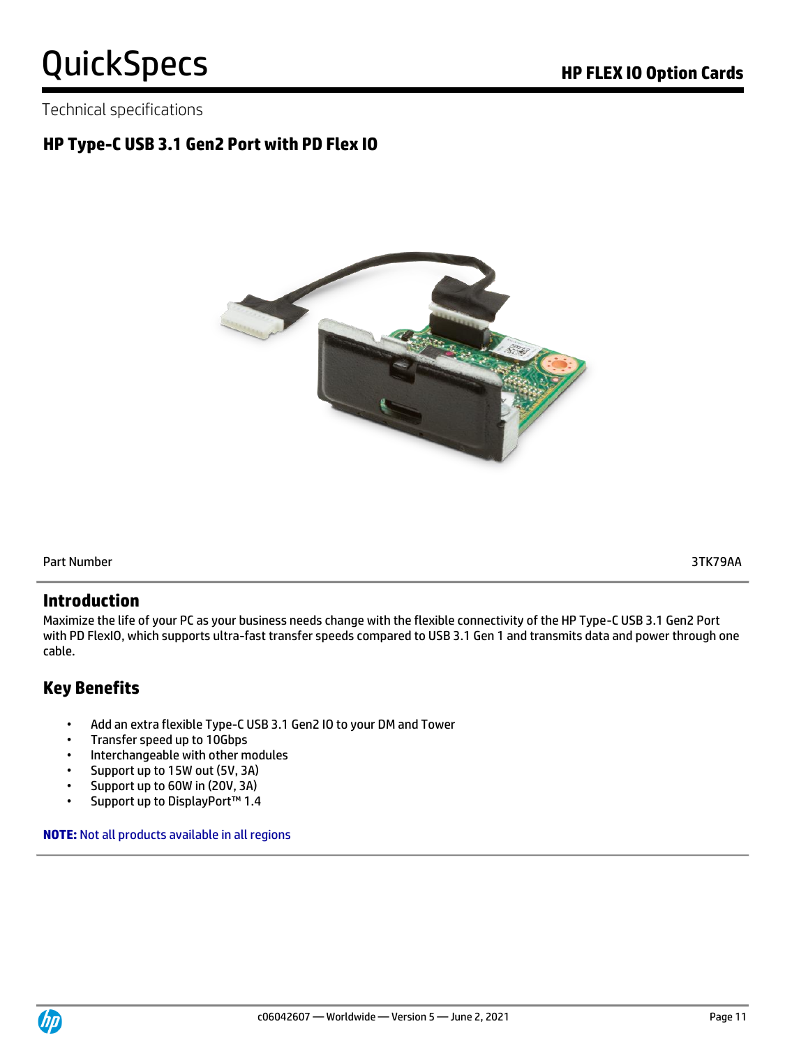Technical specifications

## HP Type-C USB 3.1 Gen2 Port with PD Flex IO

| Part Number | 3TK79AA |
| --- | --- |

## Introduction

Maximize the life of your PC as your business needs change with the flexible connectivity of the HP Type-C USB 3.1 Gen2 Port with PD FlexIO, which supports ultra-fast transfer speeds compared to USB 3.1 Gen 1 and transmits data and power through one cable.

## Key Benefits

- Add an extra flexible Type-C USB 3.1 Gen2 IO to your DM and Tower
- Transfer speed up to 10Gbps
- Interchangeable with other modules
- Support up to 15W out (5V, 3A)
- Support up to 60W in (20V, 3A)
- Support up to DisplayPort™ 1.4

**NOTE:** Not all products available in all regions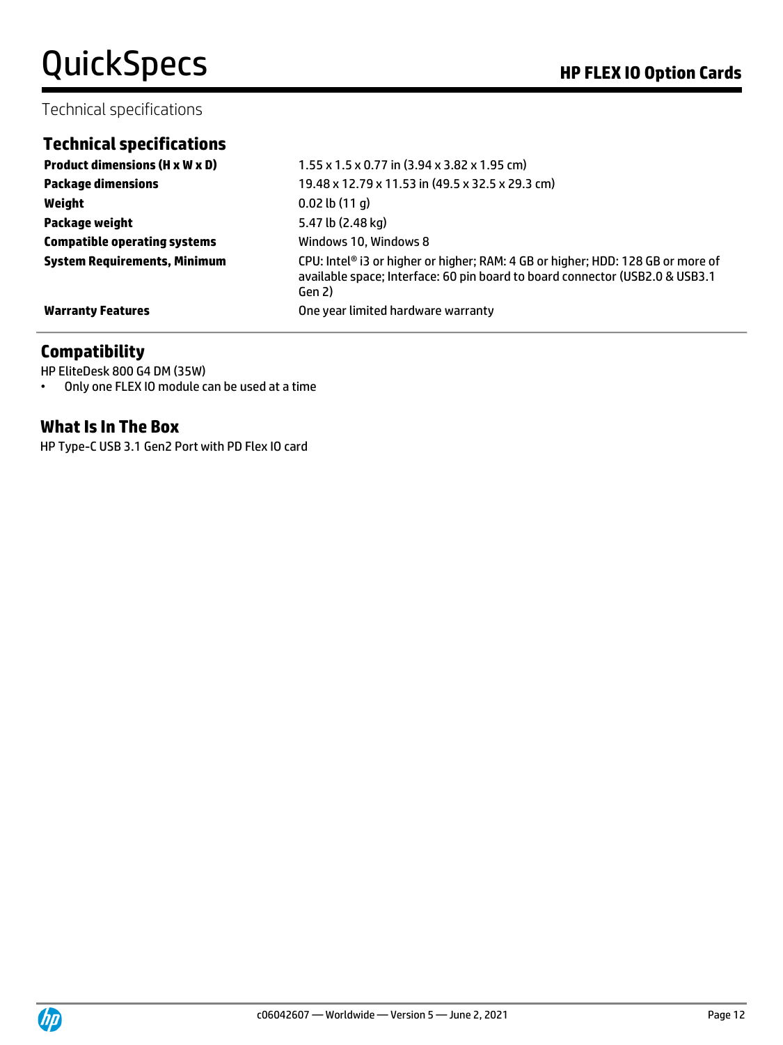Technical specifications

## Technical specifications

| | |
|---|---|
| **Product dimensions (H x W x D)** | 1.55 x 1.5 x 0.77 in (3.94 x 3.82 x 1.95 cm) |
| **Package dimensions** | 19.48 x 12.79 x 11.53 in (49.5 x 32.5 x 29.3 cm) |
| **Weight** | 0.02 lb (11 g) |
| **Package weight** | 5.47 lb (2.48 kg) |
| **Compatible operating systems** | Windows 10, Windows 8 |
| **System Requirements, Minimum** | CPU: Intel® i3 or higher or higher; RAM: 4 GB or higher; HDD: 128 GB or more of available space; Interface: 60 pin board to board connector (USB2.0 & USB3.1 Gen 2) |
| **Warranty Features** | One year limited hardware warranty |

## Compatibility

HP EliteDesk 800 G4 DM (35W)

- Only one FLEX IO module can be used at a time

## What Is In The Box

HP Type-C USB 3.1 Gen2 Port with PD Flex IO card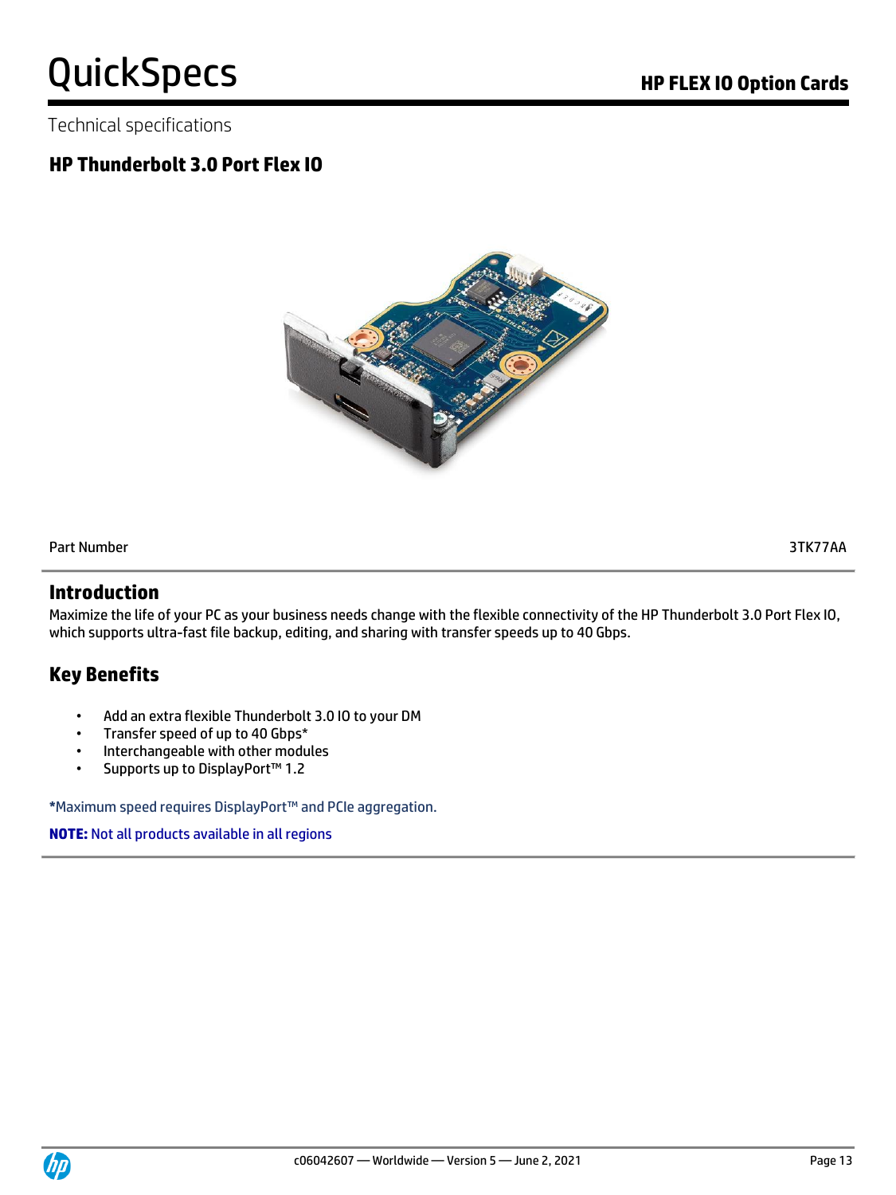Technical specifications

## HP Thunderbolt 3.0 Port Flex IO

| Part Number | 3TK77AA |
| --- | --- |

## Introduction

Maximize the life of your PC as your business needs change with the flexible connectivity of the HP Thunderbolt 3.0 Port Flex IO, which supports ultra-fast file backup, editing, and sharing with transfer speeds up to 40 Gbps.

## Key Benefits

- Add an extra flexible Thunderbolt 3.0 IO to your DM
- Transfer speed of up to 40 Gbps*
- Interchangeable with other modules
- Supports up to DisplayPort™ 1.2

*Maximum speed requires DisplayPort™ and PCIe aggregation.

**NOTE:** Not all products available in all regions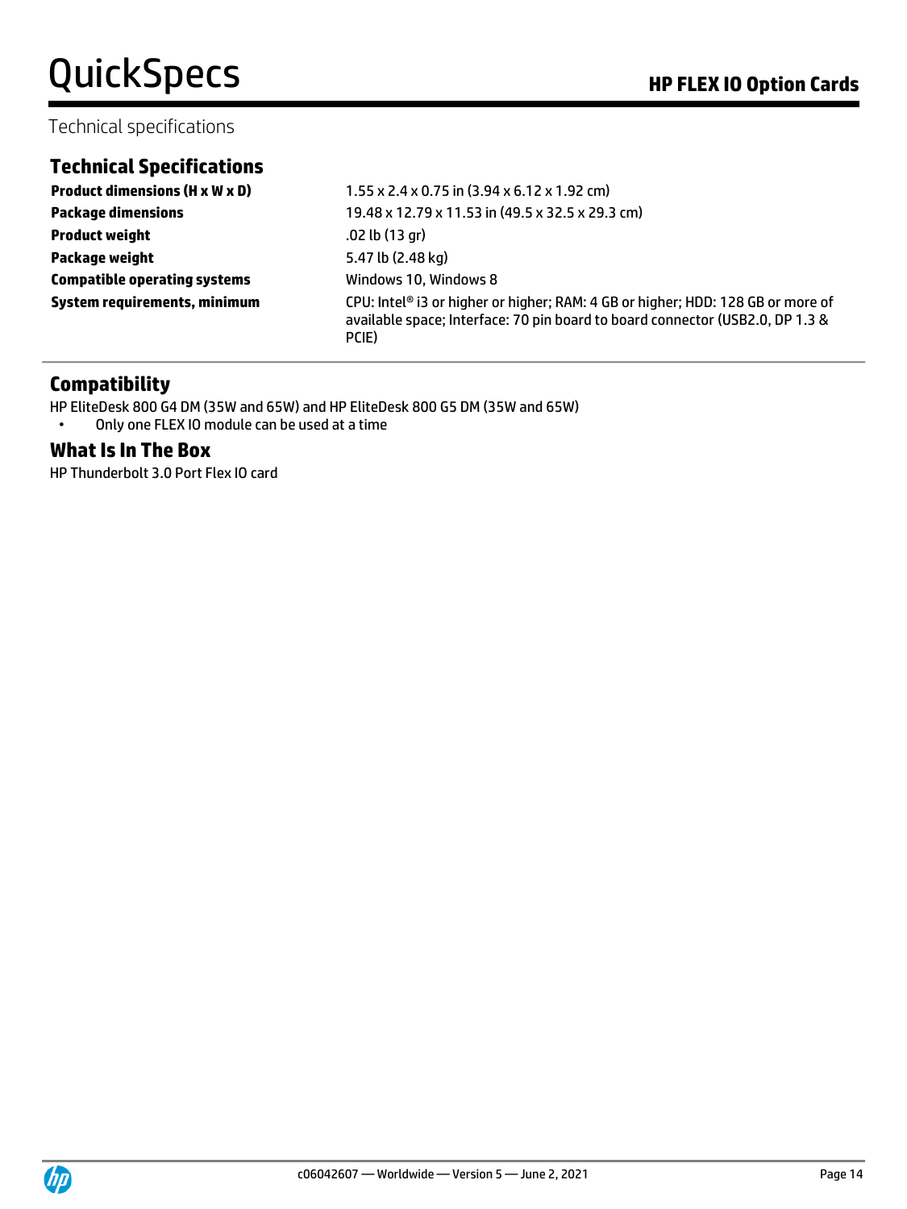Technical specifications

## Technical Specifications

| | |
|---|---|
| **Product dimensions (H x W x D)** | 1.55 x 2.4 x 0.75 in (3.94 x 6.12 x 1.92 cm) |
| **Package dimensions** | 19.48 x 12.79 x 11.53 in (49.5 x 32.5 x 29.3 cm) |
| **Product weight** | .02 lb (13 gr) |
| **Package weight** | 5.47 lb (2.48 kg) |
| **Compatible operating systems** | Windows 10, Windows 8 |
| **System requirements, minimum** | CPU: Intel® i3 or higher or higher; RAM: 4 GB or higher; HDD: 128 GB or more of available space; Interface: 70 pin board to board connector (USB2.0, DP 1.3 & PCIE) |

## Compatibility

HP EliteDesk 800 G4 DM (35W and 65W) and HP EliteDesk 800 G5 DM (35W and 65W)

- Only one FLEX IO module can be used at a time

## What Is In The Box

HP Thunderbolt 3.0 Port Flex IO card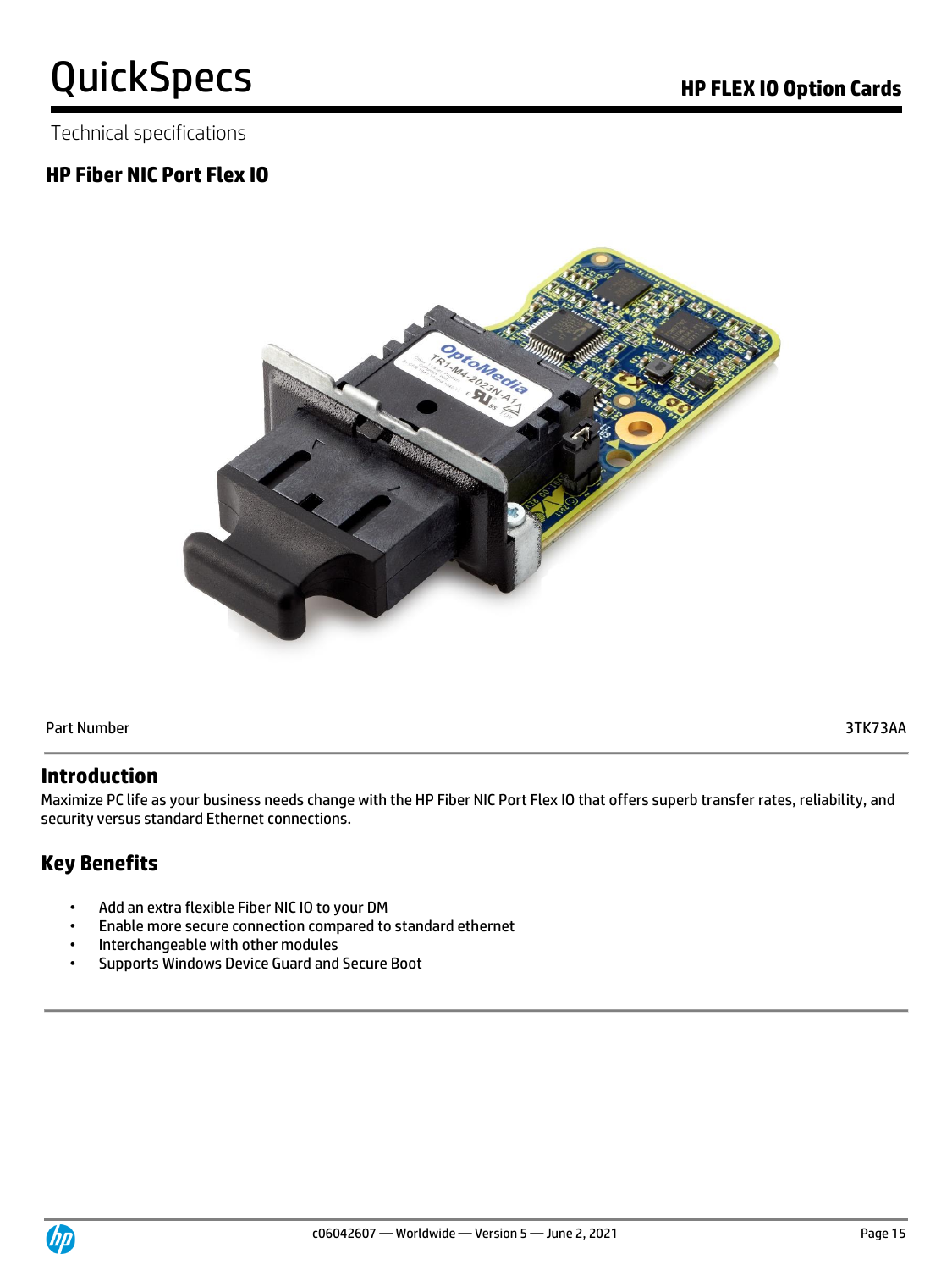Technical specifications

## HP Fiber NIC Port Flex IO

| Part Number | 3TK73AA |
| --- | --- |

## Introduction

Maximize PC life as your business needs change with the HP Fiber NIC Port Flex IO that offers superb transfer rates, reliability, and security versus standard Ethernet connections.

## Key Benefits

- Add an extra flexible Fiber NIC IO to your DM
- Enable more secure connection compared to standard ethernet
- Interchangeable with other modules
- Supports Windows Device Guard and Secure Boot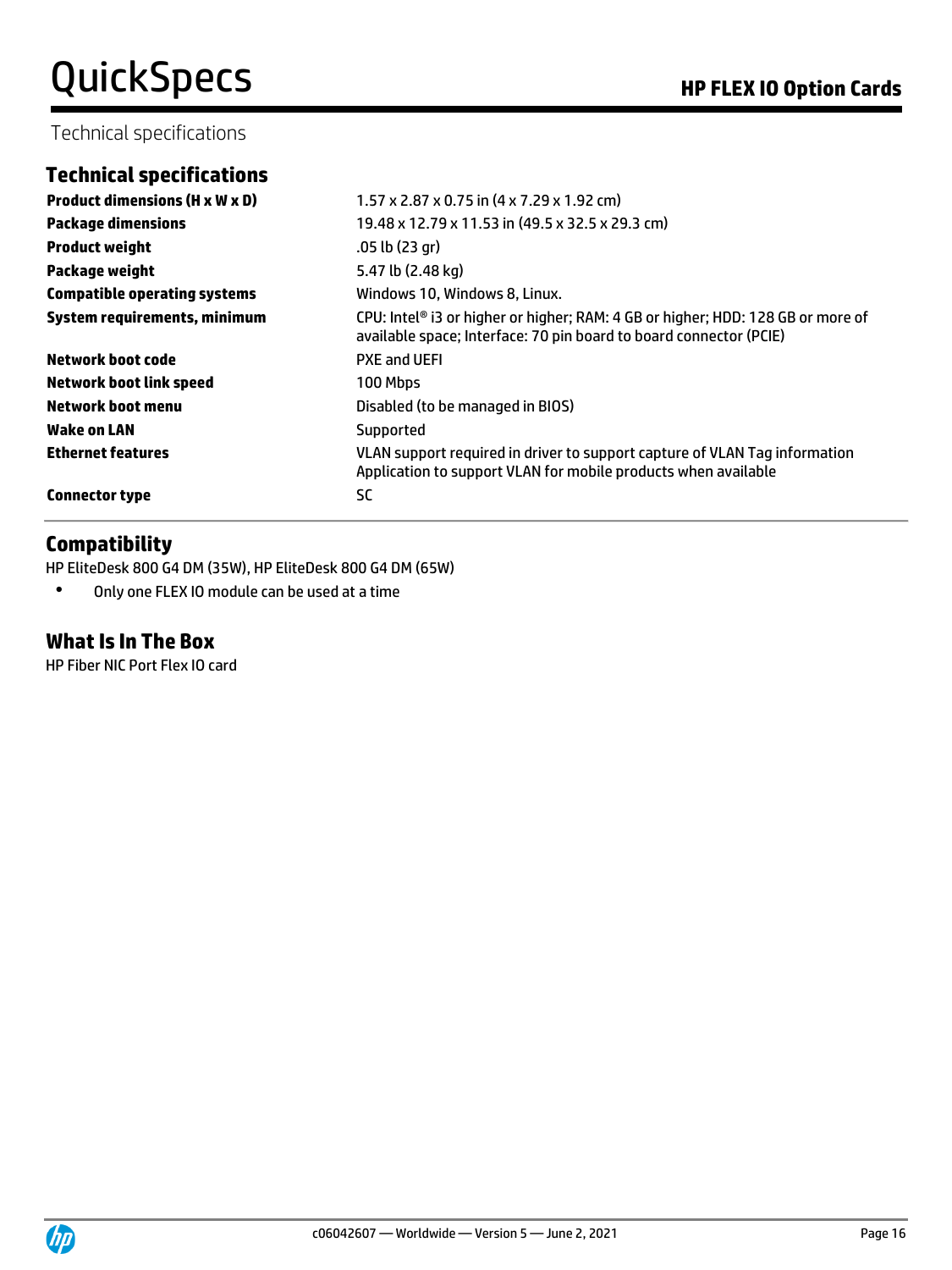Technical specifications

## Technical specifications

| | |
|---|---|
| **Product dimensions (H x W x D)** | 1.57 x 2.87 x 0.75 in (4 x 7.29 x 1.92 cm) |
| **Package dimensions** | 19.48 x 12.79 x 11.53 in (49.5 x 32.5 x 29.3 cm) |
| **Product weight** | .05 lb (23 gr) |
| **Package weight** | 5.47 lb (2.48 kg) |
| **Compatible operating systems** | Windows 10, Windows 8, Linux. |
| **System requirements, minimum** | CPU: Intel® i3 or higher or higher; RAM: 4 GB or higher; HDD: 128 GB or more of available space; Interface: 70 pin board to board connector (PCIE) |
| **Network boot code** | PXE and UEFI |
| **Network boot link speed** | 100 Mbps |
| **Network boot menu** | Disabled (to be managed in BIOS) |
| **Wake on LAN** | Supported |
| **Ethernet features** | VLAN support required in driver to support capture of VLAN Tag information Application to support VLAN for mobile products when available |
| **Connector type** | SC |

## Compatibility

HP EliteDesk 800 G4 DM (35W), HP EliteDesk 800 G4 DM (65W)

- Only one FLEX IO module can be used at a time

## What Is In The Box

HP Fiber NIC Port Flex IO card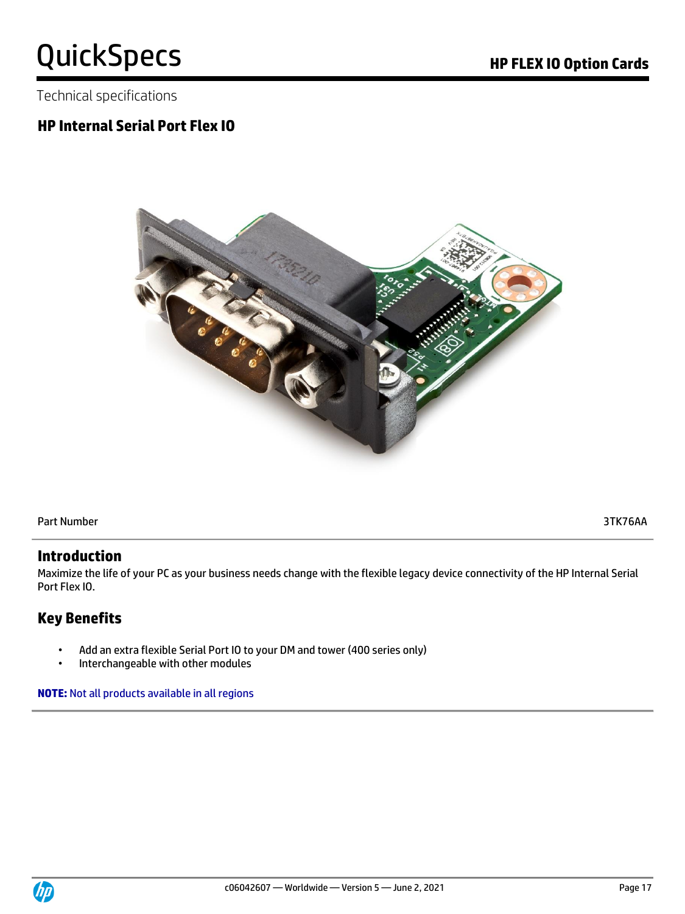Technical specifications

## HP Internal Serial Port Flex IO

| Part Number | 3TK76AA |
| --- | --- |

### Introduction

Maximize the life of your PC as your business needs change with the flexible legacy device connectivity of the HP Internal Serial Port Flex IO.

### Key Benefits

- Add an extra flexible Serial Port IO to your DM and tower (400 series only)
- Interchangeable with other modules

**NOTE:** Not all products available in all regions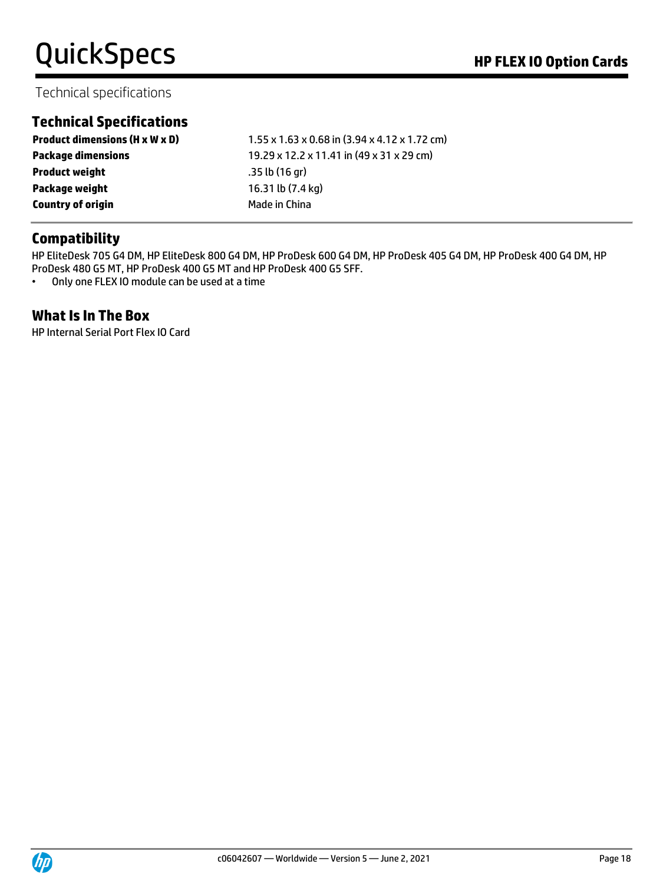Technical specifications

## Technical Specifications

| | |
|---|---|
| **Product dimensions (H x W x D)** | 1.55 x 1.63 x 0.68 in (3.94 x 4.12 x 1.72 cm) |
| **Package dimensions** | 19.29 x 12.2 x 11.41 in (49 x 31 x 29 cm) |
| **Product weight** | .35 lb (16 gr) |
| **Package weight** | 16.31 lb (7.4 kg) |
| **Country of origin** | Made in China |

## Compatibility

HP EliteDesk 705 G4 DM, HP EliteDesk 800 G4 DM, HP ProDesk 600 G4 DM, HP ProDesk 405 G4 DM, HP ProDesk 400 G4 DM, HP ProDesk 480 G5 MT, HP ProDesk 400 G5 MT and HP ProDesk 400 G5 SFF.

- Only one FLEX IO module can be used at a time

## What Is In The Box

HP Internal Serial Port Flex IO Card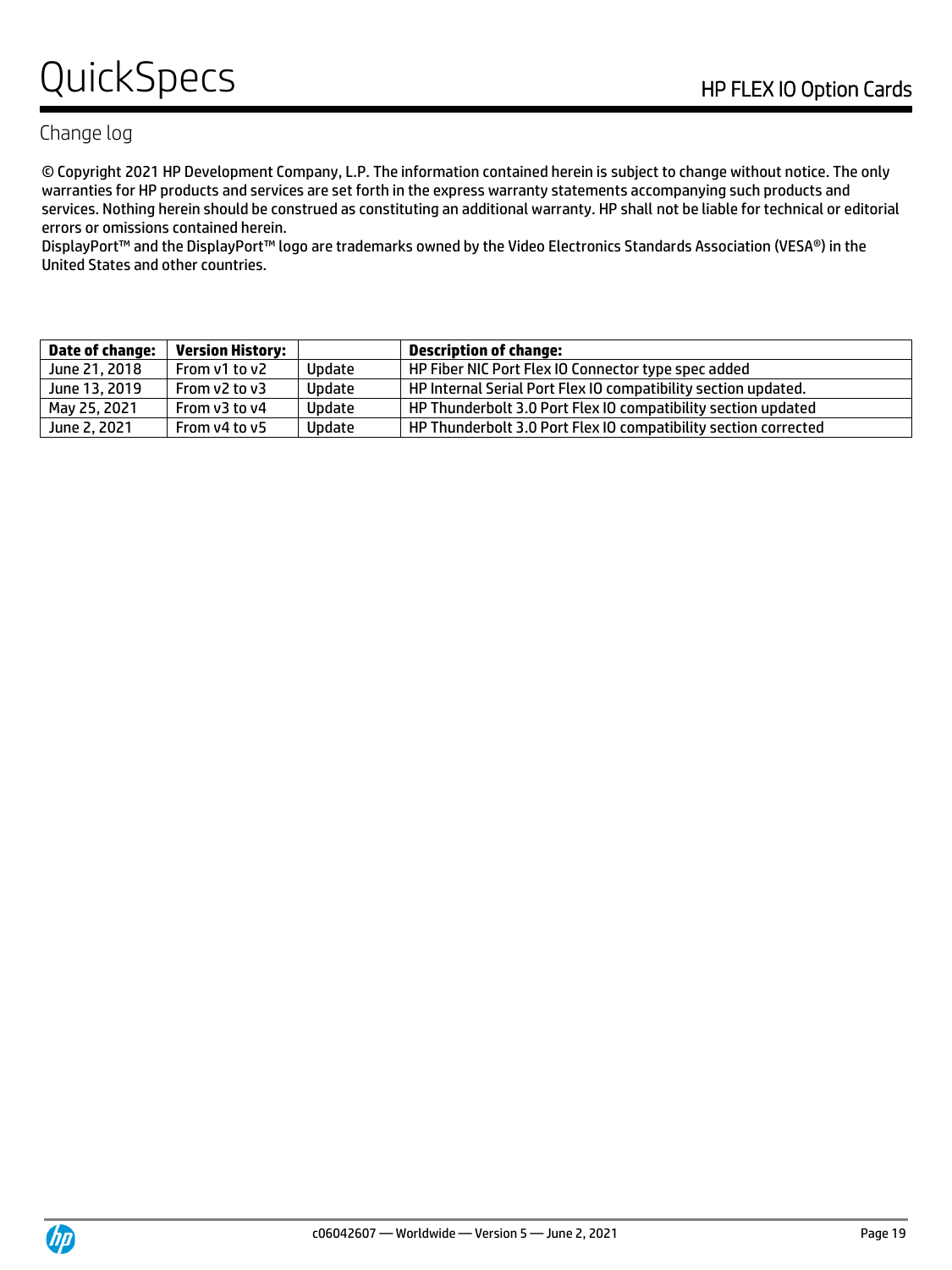## Change log

© Copyright 2021 HP Development Company, L.P. The information contained herein is subject to change without notice. The only warranties for HP products and services are set forth in the express warranty statements accompanying such products and services. Nothing herein should be construed as constituting an additional warranty. HP shall not be liable for technical or editorial errors or omissions contained herein.
DisplayPort™ and the DisplayPort™ logo are trademarks owned by the Video Electronics Standards Association (VESA®) in the United States and other countries.

| **Date of change:** | **Version History:** | | **Description of change:** |
|---|---|---|---|
| June 21, 2018 | From v1 to v2 | Update | HP Fiber NIC Port Flex IO Connector type spec added |
| June 13, 2019 | From v2 to v3 | Update | HP Internal Serial Port Flex IO compatibility section updated. |
| May 25, 2021 | From v3 to v4 | Update | HP Thunderbolt 3.0 Port Flex IO compatibility section updated |
| June 2, 2021 | From v4 to v5 | Update | HP Thunderbolt 3.0 Port Flex IO compatibility section corrected |